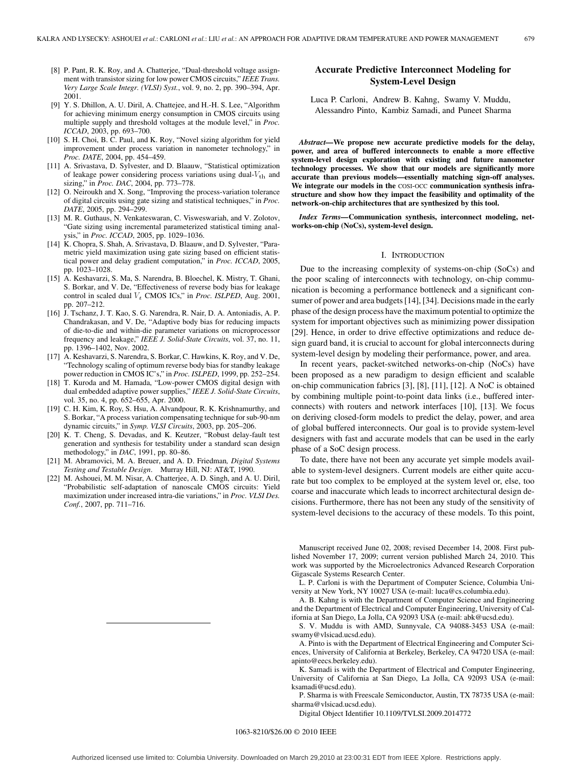[8] P. Pant, R. K. Roy, and A. Chatterjee, "Dual-threshold voltage assignment with transistor sizing for low power CMOS circuits," *IEEE Trans. Very Large Scale Integr. (VLSI) Syst.*, vol. 9, no. 2, pp. 390–394, Apr. 2001.

[9] Y. S. Dhillon, A. U. Diril, A. Chattejee, and H.-H. S. Lee, "Algorithm for achieving minimum energy consumption in CMOS circuits using multiple supply and threshold voltages at the module level," in *Proc. ICCAD*, 2003, pp. 693–700.

[10] S. H. Choi, B. C. Paul, and K. Roy, "Novel sizing algorithm for yield improvement under process variation in nanometer technology," in *Proc. DATE*, 2004, pp. 454–459.

[11] A. Srivastava, D. Sylvester, and D. Blaauw, "Statistical optimization of leakage power considering process variations using dual-$V_{\rm th}$ and sizing," in *Proc. DAC*, 2004, pp. 773–778.

[12] O. Neiroukh and X. Song, "Improving the process-variation tolerance of digital circuits using gate sizing and statistical techniques," in *Proc. DATE*, 2005, pp. 294–299.

[13] M. R. Guthaus, N. Venkateswaran, C. Visweswariah, and V. Zolotov, "Gate sizing using incremental parameterized statistical timing analysis," in *Proc. ICCAD*, 2005, pp. 1029–1036.

[14] K. Chopra, S. Shah, A. Srivastava, D. Blaauw, and D. Sylvester, "Parametric yield maximization using gate sizing based on efficient statistical power and delay gradient computation," in *Proc. ICCAD*, 2005, pp. 1023–1028.

[15] A. Keshavarzi, S. Ma, S. Narendra, B. Bloechel, K. Mistry, T. Ghani, S. Borkar, and V. De, "Effectiveness of reverse body bias for leakage control in scaled dual $V_t$ CMOS ICs," in *Proc. ISLPED*, Aug. 2001, pp. 207–212.

[16] J. Tschanz, J. T. Kao, S. G. Narendra, R. Nair, D. A. Antoniadis, A. P. Chandrakasan, and V. De, "Adaptive body bias for reducing impacts of die-to-die and within-die parameter variations on microprocessor frequency and leakage," *IEEE J. Solid-State Circuits*, vol. 37, no. 11, pp. 1396–1402, Nov. 2002.

[17] A. Keshavarzi, S. Narendra, S. Borkar, C. Hawkins, K. Roy, and V. De, "Technology scaling of optimum reverse body bias for standby leakage power reduction in CMOS IC's," in *Proc. ISLPED*, 1999, pp. 252–254.

[18] T. Kuroda and M. Hamada, "Low-power CMOS digital design with dual embedded adaptive power supplies," *IEEE J. Solid-State Circuits*, vol. 35, no. 4, pp. 652–655, Apr. 2000.

[19] C. H. Kim, K. Roy, S. Hsu, A. Alvandpour, R. K. Krishnamurthy, and S. Borkar, "A process variation compensating technique for sub-90-nm dynamic circuits," in *Symp. VLSI Circuits*, 2003, pp. 205–206.

[20] K. T. Cheng, S. Devadas, and K. Keutzer, "Robust delay-fault test generation and synthesis for testability under a standard scan design methodology," in *DAC*, 1991, pp. 80–86.

[21] M. Abramovici, M. A. Breuer, and A. D. Friedman*, Digital Systems Testing and Testable Design*. Murray Hill, NJ: AT&T, 1990.

[22] M. Ashouei, M. M. Nisar, A. Chatterjee, A. D. Singh, and A. U. Diril, "Probabilistic self-adaptation of nanoscale CMOS circuits: Yield maximization under increased intra-die variations," in *Proc. VLSI Des. Conf.*, 2007, pp. 711–716.

# Accurate Predictive Interconnect Modeling for System-Level Design

Luca P. Carloni, Andrew B. Kahng, Swamy V. Muddu, Alessandro Pinto, Kambiz Samadi, and Puneet Sharma

***Abstract*—We propose new accurate predictive models for the delay, power, and area of buffered interconnects to enable a more effective system-level design exploration with existing and future nanometer technology processes. We show that our models are significantly more accurate than previous models—essentially matching sign-off analyses. We integrate our models in the COSI-OCC communication synthesis infrastructure and show how they impact the feasibility and optimality of the network-on-chip architectures that are synthesized by this tool.**

***Index Terms*—Communication synthesis, interconnect modeling, networks-on-chip (NoCs), system-level design.**

## I. Introduction

Due to the increasing complexity of systems-on-chip (SoCs) and the poor scaling of interconnects with technology, on-chip communication is becoming a performance bottleneck and a significant consumer of power and area budgets [14], [34]. Decisions made in the early phase of the design process have the maximum potential to optimize the system for important objectives such as minimizing power dissipation [29]. Hence, in order to drive effective optimizations and reduce design guard band, it is crucial to account for global interconnects during system-level design by modeling their performance, power, and area.

In recent years, packet-switched networks-on-chip (NoCs) have been proposed as a new paradigm to design efficient and scalable on-chip communication fabrics [3], [8], [11], [12]. A NoC is obtained by combining multiple point-to-point data links (i.e., buffered interconnects) with routers and network interfaces [10], [13]. We focus on deriving closed-form models to predict the delay, power, and area of global buffered interconnects. Our goal is to provide system-level designers with fast and accurate models that can be used in the early phase of a SoC design process.

To date, there have not been any accurate yet simple models available to system-level designers. Current models are either quite accurate but too complex to be employed at the system level or, else, too coarse and inaccurate which leads to incorrect architectural design decisions. Furthermore, there has not been any study of the sensitivity of system-level decisions to the accuracy of these models. To this point,

Manuscript received June 02, 2008; revised December 14, 2008. First published November 17, 2009; current version published March 24, 2010. This work was supported by the Microelectronics Advanced Research Corporation Gigascale Systems Research Center.

L. P. Carloni is with the Department of Computer Science, Columbia University at New York, NY 10027 USA (e-mail: luca@cs.columbia.edu).

A. B. Kahng is with the Department of Computer Science and Engineering and the Department of Electrical and Computer Engineering, University of California at San Diego, La Jolla, CA 92093 USA (e-mail: abk@ucsd.edu).

S. V. Muddu is with AMD, Sunnyvale, CA 94088-3453 USA (e-mail: swamy@vlsicad.ucsd.edu).

A. Pinto is with the Department of Electrical Engineering and Computer Sciences, University of California at Berkeley, Berkeley, CA 94720 USA (e-mail: apinto@eecs.berkeley.edu).

K. Samadi is with the Department of Electrical and Computer Engineering, University of California at San Diego, La Jolla, CA 92093 USA (e-mail: ksamadi@ucsd.edu).

P. Sharma is with Freescale Semiconductor, Austin, TX 78735 USA (e-mail: sharma@vlsicad.ucsd.edu).

Digital Object Identifier 10.1109/TVLSI.2009.2014772

1063-8210/$26.00 © 2010 IEEE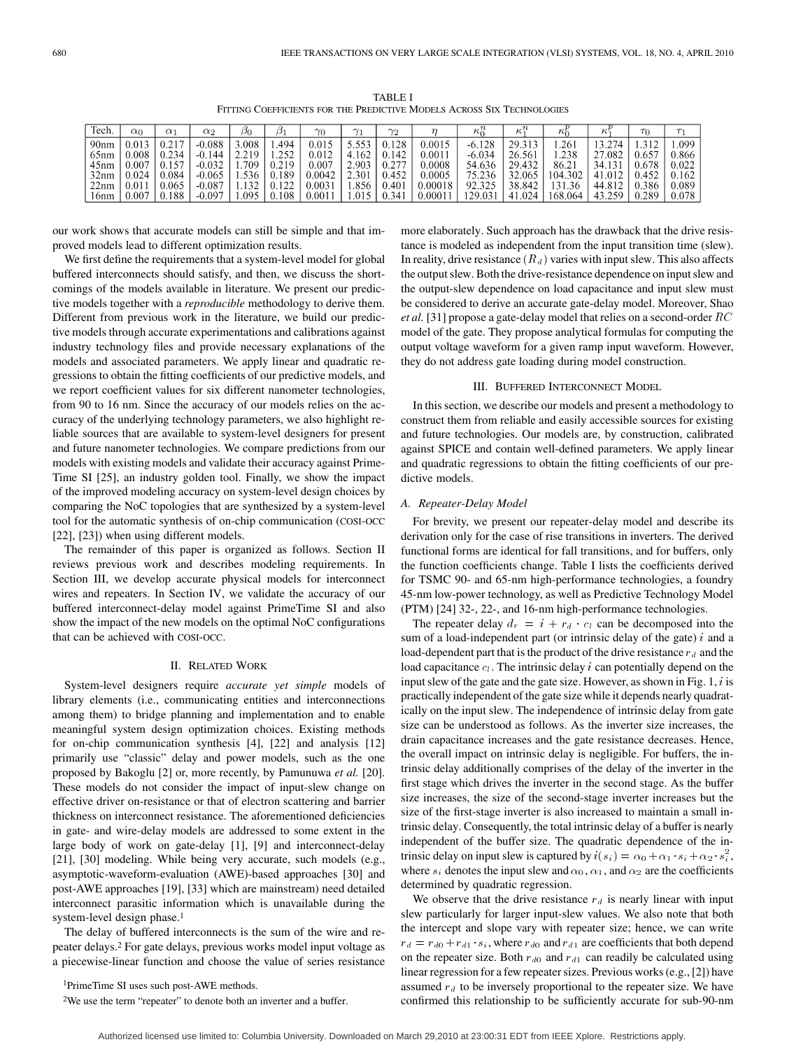TABLE I
FITTING COEFFICIENTS FOR THE PREDICTIVE MODELS ACROSS SIX TECHNOLOGIES

| Tech. | $\alpha_0$ | $\alpha_1$ | $\alpha_2$ | $\beta_0$ | $\beta_1$ | $\gamma_0$ | $\gamma_1$ | $\gamma_2$ | $\eta$ | $\kappa_0^n$ | $\kappa_1^n$ | $\kappa_0^p$ | $\kappa_1^p$ | $\tau_0$ | $\tau_1$ |
|---|---|---|---|---|---|---|---|---|---|---|---|---|---|---|---|
| 90nm | 0.013 | 0.217 | -0.088 | 3.008 | 1.494 | 0.015 | 5.553 | 0.128 | 0.0015 | -6.128 | 29.313 | 1.261 | 13.274 | 1.312 | 1.099 |
| 65nm | 0.008 | 0.234 | -0.144 | 2.219 | 1.252 | 0.012 | 4.162 | 0.142 | 0.0011 | -6.034 | 26.561 | 1.238 | 27.082 | 0.657 | 0.866 |
| 45nm | 0.007 | 0.157 | -0.032 | 1.709 | 0.219 | 0.007 | 2.903 | 0.277 | 0.0008 | 54.636 | 29.432 | 86.21 | 34.131 | 0.678 | 0.022 |
| 32nm | 0.024 | 0.084 | -0.065 | 1.536 | 0.189 | 0.0042 | 2.301 | 0.452 | 0.0005 | 75.236 | 32.065 | 104.302 | 41.012 | 0.452 | 0.162 |
| 22nm | 0.011 | 0.065 | -0.087 | 1.132 | 0.122 | 0.0031 | 1.856 | 0.401 | 0.00018 | 92.325 | 38.842 | 131.36 | 44.812 | 0.386 | 0.089 |
| 16nm | 0.007 | 0.188 | -0.097 | 1.095 | 0.108 | 0.0011 | 1.015 | 0.341 | 0.00011 | 129.031 | 41.024 | 168.064 | 43.259 | 0.289 | 0.078 |

our work shows that accurate models can still be simple and that improved models lead to different optimization results.

We first define the requirements that a system-level model for global buffered interconnects should satisfy, and then, we discuss the shortcomings of the models available in literature. We present our predictive models together with a *reproducible* methodology to derive them. Different from previous work in the literature, we build our predictive models through accurate experimentations and calibrations against industry technology files and provide necessary explanations of the models and associated parameters. We apply linear and quadratic regressions to obtain the fitting coefficients of our predictive models, and we report coefficient values for six different nanometer technologies, from 90 to 16 nm. Since the accuracy of our models relies on the accuracy of the underlying technology parameters, we also highlight reliable sources that are available to system-level designers for present and future nanometer technologies. We compare predictions from our models with existing models and validate their accuracy against PrimeTime SI [25], an industry golden tool. Finally, we show the impact of the improved modeling accuracy on system-level design choices by comparing the NoC topologies that are synthesized by a system-level tool for the automatic synthesis of on-chip communication (COSI-OCC [22], [23]) when using different models.

The remainder of this paper is organized as follows. Section II reviews previous work and describes modeling requirements. In Section III, we develop accurate physical models for interconnect wires and repeaters. In Section IV, we validate the accuracy of our buffered interconnect-delay model against PrimeTime SI and also show the impact of the new models on the optimal NoC configurations that can be achieved with COSI-OCC.

## II. RELATED WORK

System-level designers require *accurate yet simple* models of library elements (i.e., communicating entities and interconnections among them) to bridge planning and implementation and to enable meaningful system design optimization choices. Existing methods for on-chip communication synthesis [4], [22] and analysis [12] primarily use "classic" delay and power models, such as the one proposed by Bakoglu [2] or, more recently, by Pamunuwa *et al.* [20]. These models do not consider the impact of input-slew change on effective driver on-resistance or that of electron scattering and barrier thickness on interconnect resistance. The aforementioned deficiencies in gate- and wire-delay models are addressed to some extent in the large body of work on gate-delay [1], [9] and interconnect-delay [21], [30] modeling. While being very accurate, such models (e.g., asymptotic-waveform-evaluation (AWE)-based approaches [30] and post-AWE approaches [19], [33] which are mainstream) need detailed interconnect parasitic information which is unavailable during the system-level design phase.[1]

The delay of buffered interconnects is the sum of the wire and repeater delays.[2] For gate delays, previous works model input voltage as a piecewise-linear function and choose the value of series resistance more elaborately. Such approach has the drawback that the drive resistance is modeled as independent from the input transition time (slew). In reality, drive resistance ($R_d$) varies with input slew. This also affects the output slew. Both the drive-resistance dependence on input slew and the output-slew dependence on load capacitance and input slew must be considered to derive an accurate gate-delay model. Moreover, Shao *et al.* [31] propose a gate-delay model that relies on a second-order $RC$ model of the gate. They propose analytical formulas for computing the output voltage waveform for a given ramp input waveform. However, they do not address gate loading during model construction.

[1]PrimeTime SI uses such post-AWE methods.

[2]We use the term "repeater" to denote both an inverter and a buffer.

## III. BUFFERED INTERCONNECT MODEL

In this section, we describe our models and present a methodology to construct them from reliable and easily accessible sources for existing and future technologies. Our models are, by construction, calibrated against SPICE and contain well-defined parameters. We apply linear and quadratic regressions to obtain the fitting coefficients of our predictive models.

### A. Repeater-Delay Model

For brevity, we present our repeater-delay model and describe its derivation only for the case of rise transitions in inverters. The derived functional forms are identical for fall transitions, and for buffers, only the function coefficients change. Table I lists the coefficients derived for TSMC 90- and 65-nm high-performance technologies, a foundry 45-nm low-power technology, as well as Predictive Technology Model (PTM) [24] 32-, 22-, and 16-nm high-performance technologies.

The repeater delay $d_r = i + r_d \cdot c_l$ can be decomposed into the sum of a load-independent part (or intrinsic delay of the gate) $i$ and a load-dependent part that is the product of the drive resistance $r_d$ and the load capacitance $c_l$. The intrinsic delay $i$ can potentially depend on the input slew of the gate and the gate size. However, as shown in Fig. 1, $i$ is practically independent of the gate size while it depends nearly quadratically on the input slew. The independence of intrinsic delay from gate size can be understood as follows. As the inverter size increases, the drain capacitance increases and the gate resistance decreases. Hence, the overall impact on intrinsic delay is negligible. For buffers, the intrinsic delay additionally comprises of the delay of the inverter in the first stage which drives the inverter in the second stage. As the buffer size increases, the size of the second-stage inverter increases but the size of the first-stage inverter is also increased to maintain a small intrinsic delay. Consequently, the total intrinsic delay of a buffer is nearly independent of the buffer size. The quadratic dependence of the intrinsic delay on input slew is captured by $i(s_i) = \alpha_0 + \alpha_1 \cdot s_i + \alpha_2 \cdot s_i^2$, where $s_i$ denotes the input slew and $\alpha_0$, $\alpha_1$, and $\alpha_2$ are the coefficients determined by quadratic regression.

We observe that the drive resistance $r_d$ is nearly linear with input slew particularly for larger input-slew values. We also note that both the intercept and slope vary with repeater size; hence, we can write $r_d = r_{d0} + r_{d1} \cdot s_i$, where $r_{d0}$ and $r_{d1}$ are coefficients that both depend on the repeater size. Both $r_{d0}$ and $r_{d1}$ can readily be calculated using linear regression for a few repeater sizes. Previous works (e.g., [2]) have assumed $r_d$ to be inversely proportional to the repeater size. We have confirmed this relationship to be sufficiently accurate for sub-90-nm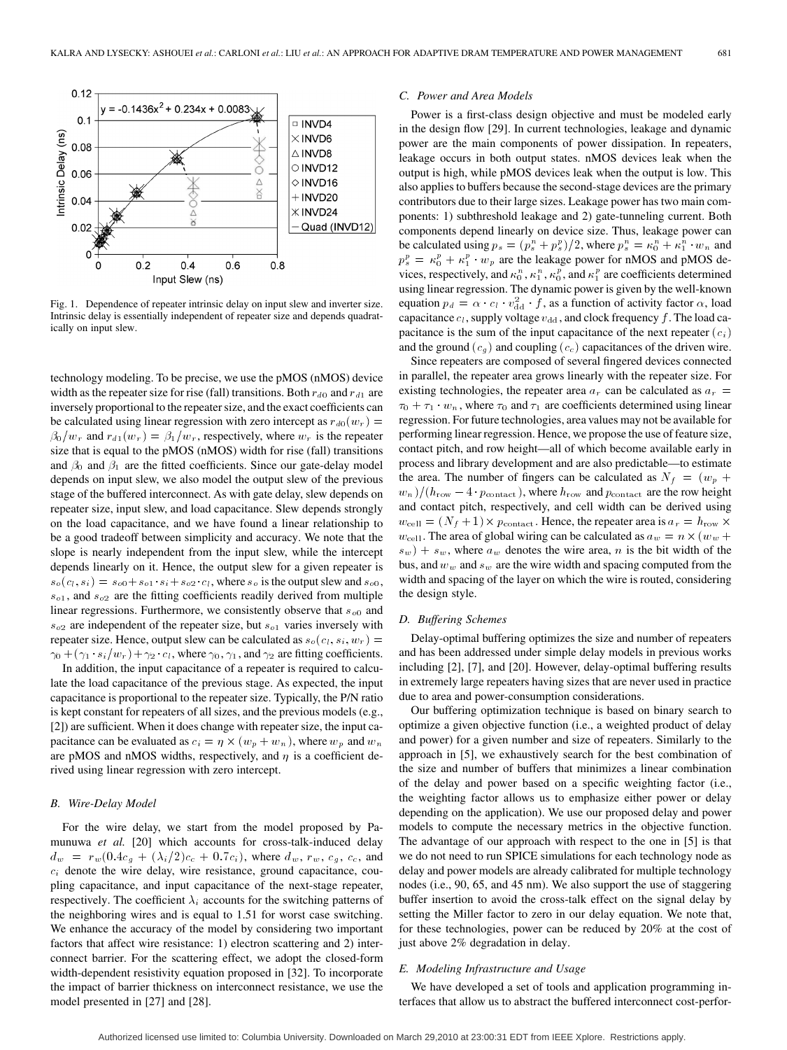Fig. 1. Dependence of repeater intrinsic delay on input slew and inverter size. Intrinsic delay is essentially independent of repeater size and depends quadratically on input slew.

technology modeling. To be precise, we use the pMOS (nMOS) device width as the repeater size for rise (fall) transitions. Both $r_{d0}$ and $r_{d1}$ are inversely proportional to the repeater size, and the exact coefficients can be calculated using linear regression with zero intercept as $r_{d0}(w_r) = \beta_0/w_r$ and $r_{d1}(w_r) = \beta_1/w_r$, respectively, where $w_r$ is the repeater size that is equal to the pMOS (nMOS) width for rise (fall) transitions and $\beta_0$ and $\beta_1$ are the fitted coefficients. Since our gate-delay model depends on input slew, we also model the output slew of the previous stage of the buffered interconnect. As with gate delay, slew depends on repeater size, input slew, and load capacitance. Slew depends strongly on the load capacitance, and we have found a linear relationship to be a good tradeoff between simplicity and accuracy. We note that the slope is nearly independent from the input slew, while the intercept depends linearly on it. Hence, the output slew for a given repeater is $s_o(c_l, s_i) = s_{o0} + s_{o1} \cdot s_i + s_{o2} \cdot c_l$, where $s_o$ is the output slew and $s_{o0}$, $s_{o1}$, and $s_{o2}$ are the fitting coefficients readily derived from multiple linear regressions. Furthermore, we consistently observe that $s_{o0}$ and $s_{o2}$ are independent of the repeater size, but $s_{o1}$ varies inversely with repeater size. Hence, output slew can be calculated as $s_o(c_l, s_i, w_r) = \gamma_0 + (\gamma_1 \cdot s_i/w_r) + \gamma_2 \cdot c_l$, where $\gamma_0$, $\gamma_1$, and $\gamma_2$ are fitting coefficients.

In addition, the input capacitance of a repeater is required to calculate the load capacitance of the previous stage. As expected, the input capacitance is proportional to the repeater size. Typically, the P/N ratio is kept constant for repeaters of all sizes, and the previous models (e.g., [2]) are sufficient. When it does change with repeater size, the input capacitance can be evaluated as $c_i = \eta \times (w_p + w_n)$, where $w_p$ and $w_n$ are pMOS and nMOS widths, respectively, and $\eta$ is a coefficient derived using linear regression with zero intercept.

### B. Wire-Delay Model

For the wire delay, we start from the model proposed by Pamunuwa *et al.* [20] which accounts for cross-talk-induced delay $d_w = r_w(0.4c_g + (\lambda_i/2)c_c + 0.7c_i)$, where $d_w$, $r_w$, $c_g$, $c_c$, and $c_i$ denote the wire delay, wire resistance, ground capacitance, coupling capacitance, and input capacitance of the next-stage repeater, respectively. The coefficient $\lambda_i$ accounts for the switching patterns of the neighboring wires and is equal to 1.51 for worst case switching. We enhance the accuracy of the model by considering two important factors that affect wire resistance: 1) electron scattering and 2) interconnect barrier. For the scattering effect, we adopt the closed-form width-dependent resistivity equation proposed in [32]. To incorporate the impact of barrier thickness on interconnect resistance, we use the model presented in [27] and [28].

### C. Power and Area Models

Power is a first-class design objective and must be modeled early in the design flow [29]. In current technologies, leakage and dynamic power are the main components of power dissipation. In repeaters, leakage occurs in both output states. nMOS devices leak when the output is high, while pMOS devices leak when the output is low. This also applies to buffers because the second-stage devices are the primary contributors due to their large sizes. Leakage power has two main components: 1) subthreshold leakage and 2) gate-tunneling current. Both components depend linearly on device size. Thus, leakage power can be calculated using $p_s = (p_s^n + p_s^p)/2$, where $p_s^n = \kappa_0^n + \kappa_1^n \cdot w_n$ and $p_s^p = \kappa_0^p + \kappa_1^p \cdot w_p$ are the leakage power for nMOS and pMOS devices, respectively, and $\kappa_0^n$, $\kappa_1^n$, $\kappa_0^p$, and $\kappa_1^p$ are coefficients determined using linear regression. The dynamic power is given by the well-known equation $p_d = \alpha \cdot c_l \cdot v_{\rm dd}^2 \cdot f$, as a function of activity factor $\alpha$, load capacitance $c_l$, supply voltage $v_{\rm dd}$, and clock frequency $f$. The load capacitance is the sum of the input capacitance of the next repeater ($c_i$) and the ground ($c_g$) and coupling ($c_c$) capacitances of the driven wire.

Since repeaters are composed of several fingered devices connected in parallel, the repeater area grows linearly with the repeater size. For existing technologies, the repeater area $a_r$ can be calculated as $a_r = \tau_0 + \tau_1 \cdot w_n$, where $\tau_0$ and $\tau_1$ are coefficients determined using linear regression. For future technologies, area values may not be available for performing linear regression. Hence, we propose the use of feature size, contact pitch, and row height—all of which become available early in process and library development and are also predictable—to estimate the area. The number of fingers can be calculated as $N_f = (w_p + w_n)/(h_{\rm row} - 4 \cdot p_{\rm contact})$, where $h_{\rm row}$ and $p_{\rm contact}$ are the row height and contact pitch, respectively, and cell width can be derived using $w_{\rm cell} = (N_f + 1) \times p_{\rm contact}$. Hence, the repeater area is $a_r = h_{\rm row} \times w_{\rm cell}$. The area of global wiring can be calculated as $a_w = n \times (w_w + s_w) + s_w$, where $a_w$ denotes the wire area, $n$ is the bit width of the bus, and $w_w$ and $s_w$ are the wire width and spacing computed from the width and spacing of the layer on which the wire is routed, considering the design style.

### D. Buffering Schemes

Delay-optimal buffering optimizes the size and number of repeaters and has been addressed under simple delay models in previous works including [2], [7], and [20]. However, delay-optimal buffering results in extremely large repeaters having sizes that are never used in practice due to area and power-consumption considerations.

Our buffering optimization technique is based on binary search to optimize a given objective function (i.e., a weighted product of delay and power) for a given number and size of repeaters. Similarly to the approach in [5], we exhaustively search for the best combination of the size and number of buffers that minimizes a linear combination of the delay and power based on a specific weighting factor (i.e., the weighting factor allows us to emphasize either power or delay depending on the application). We use our proposed delay and power models to compute the necessary metrics in the objective function. The advantage of our approach with respect to the one in [5] is that we do not need to run SPICE simulations for each technology node as delay and power models are already calibrated for multiple technology nodes (i.e., 90, 65, and 45 nm). We also support the use of staggering buffer insertion to avoid the cross-talk effect on the signal delay by setting the Miller factor to zero in our delay equation. We note that, for these technologies, power can be reduced by 20% at the cost of just above 2% degradation in delay.

### E. Modeling Infrastructure and Usage

We have developed a set of tools and application programming interfaces that allow us to abstract the buffered interconnect cost-perfor-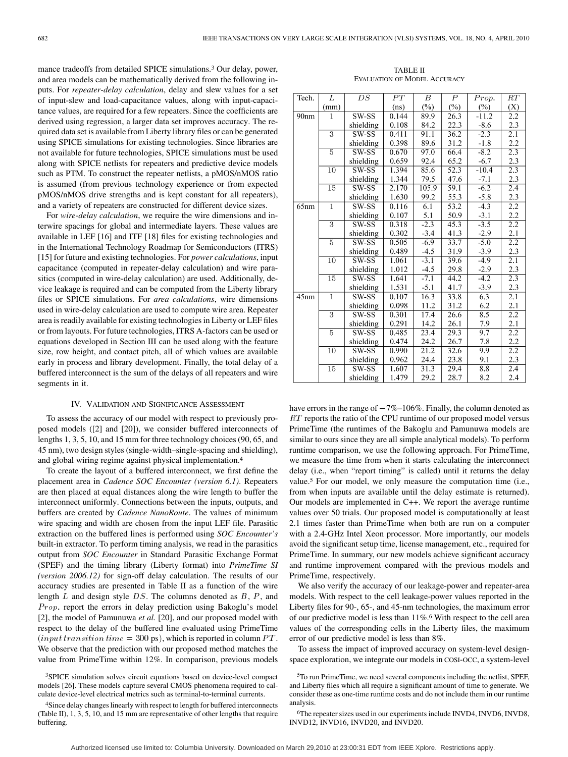mance tradeoffs from detailed SPICE simulations.[3] Our delay, power, and area models can be mathematically derived from the following inputs. For *repeater-delay calculation*, delay and slew values for a set of input-slew and load-capacitance values, along with input-capacitance values, are required for a few repeaters. Since the coefficients are derived using regression, a larger data set improves accuracy. The required data set is available from Liberty library files or can be generated using SPICE simulations for existing technologies. Since libraries are not available for future technologies, SPICE simulations must be used along with SPICE netlists for repeaters and predictive device models such as PTM. To construct the repeater netlists, a pMOS/nMOS ratio is assumed (from previous technology experience or from expected pMOS/nMOS drive strengths and is kept constant for all repeaters), and a variety of repeaters are constructed for different device sizes.

For *wire-delay calculation*, we require the wire dimensions and interwire spacings for global and intermediate layers. These values are available in LEF [16] and ITF [18] files for existing technologies and in the International Technology Roadmap for Semiconductors (ITRS) [15] for future and existing technologies. For *power calculations*, input capacitance (computed in repeater-delay calculation) and wire parasitics (computed in wire-delay calculation) are used. Additionally, device leakage is required and can be computed from the Liberty library files or SPICE simulations. For *area calculations*, wire dimensions used in wire-delay calculation are used to compute wire area. Repeater area is readily available for existing technologies in Liberty or LEF files or from layouts. For future technologies, ITRS A-factors can be used or equations developed in Section III can be used along with the feature size, row height, and contact pitch, all of which values are available early in process and library development. Finally, the total delay of a buffered interconnect is the sum of the delays of all repeaters and wire segments in it.

## IV. Validation and Significance Assessment

To assess the accuracy of our model with respect to previously proposed models ([2] and [20]), we consider buffered interconnects of lengths 1, 3, 5, 10, and 15 mm for three technology choices (90, 65, and 45 nm), two design styles (single-width–single-spacing and shielding), and global wiring regime against physical implementation.[4]

To create the layout of a buffered interconnect, we first define the placement area in *Cadence SOC Encounter (version 6.1)*. Repeaters are then placed at equal distances along the wire length to buffer the interconnect uniformly. Connections between the inputs, outputs, and buffers are created by *Cadence NanoRoute*. The values of minimum wire spacing and width are chosen from the input LEF file. Parasitic extraction on the buffered lines is performed using *SOC Encounter's* built-in extractor. To perform timing analysis, we read in the parasitics output from *SOC Encounter* in Standard Parasitic Exchange Format (SPEF) and the timing library (Liberty format) into *PrimeTime SI (version 2006.12)* for sign-off delay calculation. The results of our accuracy studies are presented in Table II as a function of the wire length $L$ and design style $DS$. The columns denoted as $B$, $P$, and $Prop.$ report the errors in delay prediction using Bakoglu's model [2], the model of Pamunuwa *et al.* [20], and our proposed model with respect to the delay of the buffered line evaluated using PrimeTime ($input\,transition\,time = 300$ ps), which is reported in column $PT$. We observe that the prediction with our proposed method matches the value from PrimeTime within 12%. In comparison, previous models have errors in the range of $-7\%$–106%. Finally, the column denoted as $RT$ reports the ratio of the CPU runtime of our proposed model versus PrimeTime (the runtimes of the Bakoglu and Pamunuwa models are similar to ours since they are all simple analytical models). To perform runtime comparison, we use the following approach. For PrimeTime, we measure the time from when it starts calculating the interconnect delay (i.e., when "report timing" is called) until it returns the delay value.[5] For our model, we only measure the computation time (i.e., from when inputs are available until the delay estimate is returned). Our models are implemented in C++. We report the average runtime values over 50 trials. Our proposed model is computationally at least 2.1 times faster than PrimeTime when both are run on a computer with a 2.4-GHz Intel Xeon processor. More importantly, our models avoid the significant setup time, license management, etc., required for PrimeTime. In summary, our new models achieve significant accuracy and runtime improvement compared with the previous models and PrimeTime, respectively.

TABLE II
EVALUATION OF MODEL ACCURACY

| Tech. | $L$ (mm) | $DS$ | $PT$ (ns) | $B$ (%) | $P$ (%) | $Prop.$ (%) | $RT$ (X) |
|---|---|---|---|---|---|---|---|
| 90nm | 1 | SW-SS | 0.144 | 89.9 | 26.3 | -11.2 | 2.2 |
| | | shielding | 0.108 | 84.2 | 22.3 | -8.6 | 2.3 |
| | 3 | SW-SS | 0.411 | 91.1 | 36.2 | -2.3 | 2.1 |
| | | shielding | 0.398 | 89.6 | 31.2 | -1.8 | 2.2 |
| | 5 | SW-SS | 0.670 | 97.0 | 66.4 | -8.2 | 2.3 |
| | | shielding | 0.659 | 92.4 | 65.2 | -6.7 | 2.3 |
| | 10 | SW-SS | 1.394 | 85.6 | 52.3 | -10.4 | 2.3 |
| | | shielding | 1.344 | 79.5 | 47.6 | -7.1 | 2.3 |
| | 15 | SW-SS | 2.170 | 105.9 | 59.1 | -6.2 | 2.4 |
| | | shielding | 1.630 | 99.2 | 55.3 | -5.8 | 2.3 |
| 65nm | 1 | SW-SS | 0.116 | 6.1 | 53.2 | -4.3 | 2.2 |
| | | shielding | 0.107 | 5.1 | 50.9 | -3.1 | 2.2 |
| | 3 | SW-SS | 0.318 | -2.3 | 45.3 | -3.5 | 2.2 |
| | | shielding | 0.302 | -3.4 | 41.3 | -2.9 | 2.1 |
| | 5 | SW-SS | 0.505 | -6.9 | 33.7 | -5.0 | 2.2 |
| | | shielding | 0.489 | -4.5 | 31.9 | -3.9 | 2.3 |
| | 10 | SW-SS | 1.061 | -3.1 | 39.6 | -4.9 | 2.1 |
| | | shielding | 1.012 | -4.5 | 29.8 | -2.9 | 2.3 |
| | 15 | SW-SS | 1.641 | -7.1 | 44.2 | -4.2 | 2.3 |
| | | shielding | 1.531 | -5.1 | 41.7 | -3.9 | 2.3 |
| 45nm | 1 | SW-SS | 0.107 | 16.3 | 33.8 | 6.3 | 2.1 |
| | | shielding | 0.098 | 11.2 | 31.2 | 6.2 | 2.1 |
| | 3 | SW-SS | 0.301 | 17.4 | 26.6 | 8.5 | 2.2 |
| | | shielding | 0.291 | 14.2 | 26.1 | 7.9 | 2.1 |
| | 5 | SW-SS | 0.485 | 23.4 | 29.3 | 9.7 | 2.2 |
| | | shielding | 0.474 | 24.2 | 26.7 | 7.8 | 2.2 |
| | 10 | SW-SS | 0.990 | 21.2 | 32.6 | 9.9 | 2.2 |
| | | shielding | 0.962 | 24.4 | 23.8 | 9.1 | 2.3 |
| | 15 | SW-SS | 1.607 | 31.3 | 29.4 | 8.8 | 2.4 |
| | | shielding | 1.479 | 29.2 | 28.7 | 8.2 | 2.4 |

We also verify the accuracy of our leakage-power and repeater-area models. With respect to the cell leakage-power values reported in the Liberty files for 90-, 65-, and 45-nm technologies, the maximum error of our predictive model is less than 11%.[6] With respect to the cell area values of the corresponding cells in the Liberty files, the maximum error of our predictive model is less than 8%.

To assess the impact of improved accuracy on system-level design-space exploration, we integrate our models in COSI-OCC, a system-level

[3]SPICE simulation solves circuit equations based on device-level compact models [26]. These models capture several CMOS phenomena required to calculate device-level electrical metrics such as terminal-to-terminal currents.

[4]Since delay changes linearly with respect to length for buffered interconnects (Table II), 1, 3, 5, 10, and 15 mm are representative of other lengths that require buffering.

[5]To run PrimeTime, we need several components including the netlist, SPEF, and Liberty files which all require a significant amount of time to generate. We consider these as one-time runtime costs and do not include them in our runtime analysis.

[6]The repeater sizes used in our experiments include INVD4, INVD6, INVD8, INVD12, INVD16, INVD20, and INVD20.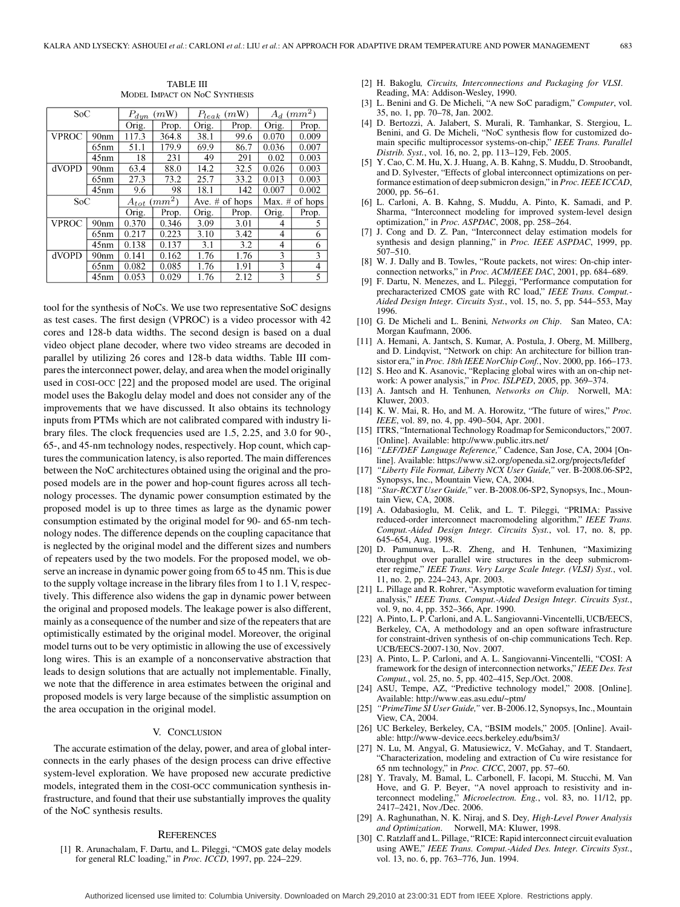TABLE III
MODEL IMPACT ON NOC SYNTHESIS

| SoC | | $P_{dyn}$ (mW) | | $P_{leak}$ (mW) | | $A_d$ ($mm^2$) | |
|---|---|---|---|---|---|---|---|
| | | Orig. | Prop. | Orig. | Prop. | Orig. | Prop. |
| VPROC | 90nm | 117.3 | 364.8 | 38.1 | 99.6 | 0.070 | 0.009 |
| | 65nm | 51.1 | 179.9 | 69.9 | 86.7 | 0.036 | 0.007 |
| | 45nm | 18 | 231 | 49 | 291 | 0.02 | 0.003 |
| dVOPD | 90nm | 63.4 | 88.0 | 14.2 | 32.5 | 0.026 | 0.003 |
| | 65nm | 27.3 | 73.2 | 25.7 | 33.2 | 0.013 | 0.003 |
| | 45nm | 9.6 | 98 | 18.1 | 142 | 0.007 | 0.002 |
| SoC | | $A_{tot}$ ($mm^2$) | | Ave. # of hops | | Max. # of hops | |
| | | Orig. | Prop. | Orig. | Prop. | Orig. | Prop. |
| VPROC | 90nm | 0.370 | 0.346 | 3.09 | 3.01 | 4 | 5 |
| | 65nm | 0.217 | 0.223 | 3.10 | 3.42 | 4 | 6 |
| | 45nm | 0.138 | 0.137 | 3.1 | 3.2 | 4 | 6 |
| dVOPD | 90nm | 0.141 | 0.162 | 1.76 | 1.76 | 3 | 3 |
| | 65nm | 0.082 | 0.085 | 1.76 | 1.91 | 3 | 4 |
| | 45nm | 0.053 | 0.029 | 1.76 | 2.12 | 3 | 5 |

tool for the synthesis of NoCs. We use two representative SoC designs as test cases. The first design (VPROC) is a video processor with 42 cores and 128-b data widths. The second design is based on a dual video object plane decoder, where two video streams are decoded in parallel by utilizing 26 cores and 128-b data widths. Table III compares the interconnect power, delay, and area when the model originally used in COSI-OCC [22] and the proposed model are used. The original model uses the Bakoglu delay model and does not consider any of the improvements that we have discussed. It also obtains its technology inputs from PTMs which are not calibrated compared with industry library files. The clock frequencies used are 1.5, 2.25, and 3.0 for 90-, 65-, and 45-nm technology nodes, respectively. Hop count, which captures the communication latency, is also reported. The main differences between the NoC architectures obtained using the original and the proposed models are in the power and hop-count figures across all technology processes. The dynamic power consumption estimated by the proposed model is up to three times as large as the dynamic power consumption estimated by the original model for 90- and 65-nm technology nodes. The difference depends on the coupling capacitance that is neglected by the original model and the different sizes and numbers of repeaters used by the two models. For the proposed model, we observe an increase in dynamic power going from 65 to 45 nm. This is due to the supply voltage increase in the library files from 1 to 1.1 V, respectively. This difference also widens the gap in dynamic power between the original and proposed models. The leakage power is also different, mainly as a consequence of the number and size of the repeaters that are optimistically estimated by the original model. Moreover, the original model turns out to be very optimistic in allowing the use of excessively long wires. This is an example of a nonconservative abstraction that leads to design solutions that are actually not implementable. Finally, we note that the difference in area estimates between the original and proposed models is very large because of the simplistic assumption on the area occupation in the original model.

## V. CONCLUSION

The accurate estimation of the delay, power, and area of global interconnects in the early phases of the design process can drive effective system-level exploration. We have proposed new accurate predictive models, integrated them in the COSI-OCC communication synthesis infrastructure, and found that their use substantially improves the quality of the NoC synthesis results.

## REFERENCES

[1] R. Arunachalam, F. Dartu, and L. Pileggi, "CMOS gate delay models for general RLC loading," in *Proc. ICCD*, 1997, pp. 224–229.

[2] H. Bakoglu, *Circuits, Interconnections and Packaging for VLSI*. Reading, MA: Addison-Wesley, 1990.

[3] L. Benini and G. De Micheli, "A new SoC paradigm," *Computer*, vol. 35, no. 1, pp. 70–78, Jan. 2002.

[4] D. Bertozzi, A. Jalabert, S. Murali, R. Tamhankar, S. Stergiou, L. Benini, and G. De Micheli, "NoC synthesis flow for customized domain specific multiprocessor systems-on-chip," *IEEE Trans. Parallel Distrib. Syst.*, vol. 16, no. 2, pp. 113–129, Feb. 2005.

[5] Y. Cao, C. M. Hu, X. J. Huang, A. B. Kahng, S. Muddu, D. Stroobandt, and D. Sylvester, "Effects of global interconnect optimizations on performance estimation of deep submicron design," in *Proc. IEEE ICCAD*, 2000, pp. 56–61.

[6] L. Carloni, A. B. Kahng, S. Muddu, A. Pinto, K. Samadi, and P. Sharma, "Interconnect modeling for improved system-level design optimization," in *Proc. ASPDAC*, 2008, pp. 258–264.

[7] J. Cong and D. Z. Pan, "Interconnect delay estimation models for synthesis and design planning," in *Proc. IEEE ASPDAC*, 1999, pp. 507–510.

[8] W. J. Dally and B. Towles, "Route packets, not wires: On-chip interconnection networks," in *Proc. ACM/IEEE DAC*, 2001, pp. 684–689.

[9] F. Dartu, N. Menezes, and L. Pileggi, "Performance computation for precharacterized CMOS gate with RC load," *IEEE Trans. Comput.-Aided Design Integr. Circuits Syst.*, vol. 15, no. 5, pp. 544–553, May 1996.

[10] G. De Micheli and L. Benini, *Networks on Chip*. San Mateo, CA: Morgan Kaufmann, 2006.

[11] A. Hemani, A. Jantsch, S. Kumar, A. Postula, J. Oberg, M. Millberg, and D. Lindqvist, "Network on chip: An architecture for billion transistor era," in *Proc. 18th IEEE NorChip Conf.*, Nov. 2000, pp. 166–173.

[12] S. Heo and K. Asanovic, "Replacing global wires with an on-chip network: A power analysis," in *Proc. ISLPED*, 2005, pp. 369–374.

[13] A. Jantsch and H. Tenhunen, *Networks on Chip*. Norwell, MA: Kluwer, 2003.

[14] K. W. Mai, R. Ho, and M. A. Horowitz, "The future of wires," *Proc. IEEE*, vol. 89, no. 4, pp. 490–504, Apr. 2001.

[15] ITRS, "International Technology Roadmap for Semiconductors," 2007. [Online]. Available: http://www.public.itrs.net/

[16] *"LEF/DEF Language Reference,"* Cadence, San Jose, CA, 2004 [Online]. Available: https://www.si2.org/openeda.si2.org/projects/lefdef

[17] *"Liberty File Format, Liberty NCX User Guide,"* ver. B-2008.06-SP2, Synopsys, Inc., Mountain View, CA, 2004.

[18] *"Star-RCXT User Guide,"* ver. B-2008.06-SP2, Synopsys, Inc., Mountain View, CA, 2008.

[19] A. Odabasioglu, M. Celik, and L. T. Pileggi, "PRIMA: Passive reduced-order interconnect macromodeling algorithm," *IEEE Trans. Comput.-Aided Design Integr. Circuits Syst.*, vol. 17, no. 8, pp. 645–654, Aug. 1998.

[20] D. Pamunuwa, L.-R. Zheng, and H. Tenhunen, "Maximizing throughput over parallel wire structures in the deep submicrometer regime," *IEEE Trans. Very Large Scale Integr. (VLSI) Syst.*, vol. 11, no. 2, pp. 224–243, Apr. 2003.

[21] L. Pillage and R. Rohrer, "Asymptotic waveform evaluation for timing analysis," *IEEE Trans. Comput.-Aided Design Integr. Circuits Syst.*, vol. 9, no. 4, pp. 352–366, Apr. 1990.

[22] A. Pinto, L. P. Carloni, and A. L. Sangiovanni-Vincentelli, UCB/EECS, Berkeley, CA, A methodology and an open software infrastructure for constraint-driven synthesis of on-chip communications Tech. Rep. UCB/EECS-2007-130, Nov. 2007.

[23] A. Pinto, L. P. Carloni, and A. L. Sangiovanni-Vincentelli, "COSI: A framework for the design of interconnection networks," *IEEE Des. Test Comput.*, vol. 25, no. 5, pp. 402–415, Sep./Oct. 2008.

[24] ASU, Tempe, AZ, "Predictive technology model," 2008. [Online]. Available: http://www.eas.asu.edu/~ptm/

[25] *"PrimeTime SI User Guide,"* ver. B-2006.12, Synopsys, Inc., Mountain View, CA, 2004.

[26] UC Berkeley, Berkeley, CA, "BSIM models," 2005. [Online]. Available: http://www-device.eecs.berkeley.edu/bsim3/

[27] N. Lu, M. Angyal, G. Matusiewicz, V. McGahay, and T. Standaert, "Characterization, modeling and extraction of Cu wire resistance for 65 nm technology," in *Proc. CICC*, 2007, pp. 57–60.

[28] Y. Travaly, M. Bamal, L. Carbonell, F. Iacopi, M. Stucchi, M. Van Hove, and G. P. Beyer, "A novel approach to resistivity and interconnect modeling," *Microelectron. Eng.*, vol. 83, no. 11/12, pp. 2417–2421, Nov./Dec. 2006.

[29] A. Raghunathan, N. K. Niraj, and S. Dey, *High-Level Power Analysis and Optimization*. Norwell, MA: Kluwer, 1998.

[30] C. Ratzlaff and L. Pillage, "RICE: Rapid interconnect circuit evaluation using AWE," *IEEE Trans. Comput.-Aided Des. Integr. Circuits Syst.*, vol. 13, no. 6, pp. 763–776, Jun. 1994.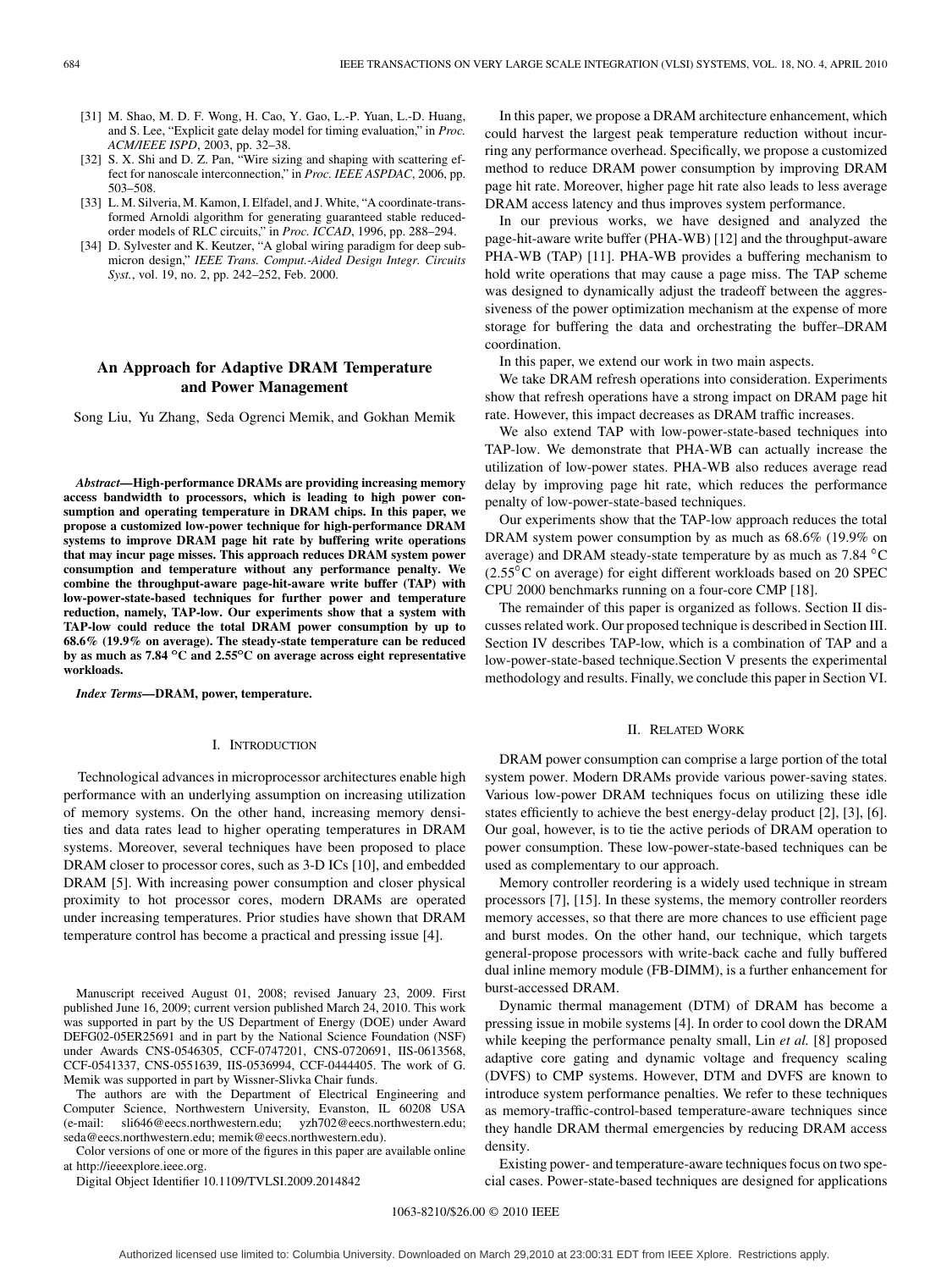[31] M. Shao, M. D. F. Wong, H. Cao, Y. Gao, L.-P. Yuan, L.-D. Huang, and S. Lee, "Explicit gate delay model for timing evaluation," in *Proc. ACM/IEEE ISPD*, 2003, pp. 32–38.

[32] S. X. Shi and D. Z. Pan, "Wire sizing and shaping with scattering effect for nanoscale interconnection," in *Proc. IEEE ASPDAC*, 2006, pp. 503–508.

[33] L. M. Silveria, M. Kamon, I. Elfadel, and J. White, "A coordinate-transformed Arnoldi algorithm for generating guaranteed stable reduced-order models of RLC circuits," in *Proc. ICCAD*, 1996, pp. 288–294.

[34] D. Sylvester and K. Keutzer, "A global wiring paradigm for deep submicron design," *IEEE Trans. Comput.-Aided Design Integr. Circuits Syst.*, vol. 19, no. 2, pp. 242–252, Feb. 2000.

# An Approach for Adaptive DRAM Temperature and Power Management

Song Liu, Yu Zhang, Seda Ogrenci Memik, and Gokhan Memik

***Abstract*—High-performance DRAMs are providing increasing memory access bandwidth to processors, which is leading to high power consumption and operating temperature in DRAM chips. In this paper, we propose a customized low-power technique for high-performance DRAM systems to improve DRAM page hit rate by buffering write operations that may incur page misses. This approach reduces DRAM system power consumption and temperature without any performance penalty. We combine the throughput-aware page-hit-aware write buffer (TAP) with low-power-state-based techniques for further power and temperature reduction, namely, TAP-low. Our experiments show that a system with TAP-low could reduce the total DRAM power consumption by up to 68.6% (19.9% on average). The steady-state temperature can be reduced by as much as 7.84 °C and 2.55°C on average across eight representative workloads.**

***Index Terms*—DRAM, power, temperature.**

## I. Introduction

Technological advances in microprocessor architectures enable high performance with an underlying assumption on increasing utilization of memory systems. On the other hand, increasing memory densities and data rates lead to higher operating temperatures in DRAM systems. Moreover, several techniques have been proposed to place DRAM closer to processor cores, such as 3-D ICs [10], and embedded DRAM [5]. With increasing power consumption and closer physical proximity to hot processor cores, modern DRAMs are operated under increasing temperatures. Prior studies have shown that DRAM temperature control has become a practical and pressing issue [4].

Manuscript received August 01, 2008; revised January 23, 2009. First published June 16, 2009; current version published March 24, 2010. This work was supported in part by the US Department of Energy (DOE) under Award DEFG02-05ER25691 and in part by the National Science Foundation (NSF) under Awards CNS-0546305, CCF-0747201, CNS-0720691, IIS-0613568, CCF-0541337, CNS-0551639, IIS-0536994, CCF-0444405. The work of G. Memik was supported in part by Wissner-Slivka Chair funds.

The authors are with the Department of Electrical Engineering and Computer Science, Northwestern University, Evanston, IL 60208 USA (e-mail: sli646@eecs.northwestern.edu; yzh702@eecs.northwestern.edu; seda@eecs.northwestern.edu; memik@eecs.northwestern.edu).

Color versions of one or more of the figures in this paper are available online at http://ieeexplore.ieee.org.

Digital Object Identifier 10.1109/TVLSI.2009.2014842

In this paper, we propose a DRAM architecture enhancement, which could harvest the largest peak temperature reduction without incurring any performance overhead. Specifically, we propose a customized method to reduce DRAM power consumption by improving DRAM page hit rate. Moreover, higher page hit rate also leads to less average DRAM access latency and thus improves system performance.

In our previous works, we have designed and analyzed the page-hit-aware write buffer (PHA-WB) [12] and the throughput-aware PHA-WB (TAP) [11]. PHA-WB provides a buffering mechanism to hold write operations that may cause a page miss. The TAP scheme was designed to dynamically adjust the tradeoff between the aggressiveness of the power optimization mechanism at the expense of more storage for buffering the data and orchestrating the buffer–DRAM coordination.

In this paper, we extend our work in two main aspects.

We take DRAM refresh operations into consideration. Experiments show that refresh operations have a strong impact on DRAM page hit rate. However, this impact decreases as DRAM traffic increases.

We also extend TAP with low-power-state-based techniques into TAP-low. We demonstrate that PHA-WB can actually increase the utilization of low-power states. PHA-WB also reduces average read delay by improving page hit rate, which reduces the performance penalty of low-power-state-based techniques.

Our experiments show that the TAP-low approach reduces the total DRAM system power consumption by as much as 68.6% (19.9% on average) and DRAM steady-state temperature by as much as 7.84 °C (2.55°C on average) for eight different workloads based on 20 SPEC CPU 2000 benchmarks running on a four-core CMP [18].

The remainder of this paper is organized as follows. Section II discusses related work. Our proposed technique is described in Section III. Section IV describes TAP-low, which is a combination of TAP and a low-power-state-based technique.Section V presents the experimental methodology and results. Finally, we conclude this paper in Section VI.

## II. Related Work

DRAM power consumption can comprise a large portion of the total system power. Modern DRAMs provide various power-saving states. Various low-power DRAM techniques focus on utilizing these idle states efficiently to achieve the best energy-delay product [2], [3], [6]. Our goal, however, is to tie the active periods of DRAM operation to power consumption. These low-power-state-based techniques can be used as complementary to our approach.

Memory controller reordering is a widely used technique in stream processors [7], [15]. In these systems, the memory controller reorders memory accesses, so that there are more chances to use efficient page and burst modes. On the other hand, our technique, which targets general-propose processors with write-back cache and fully buffered dual inline memory module (FB-DIMM), is a further enhancement for burst-accessed DRAM.

Dynamic thermal management (DTM) of DRAM has become a pressing issue in mobile systems [4]. In order to cool down the DRAM while keeping the performance penalty small, Lin *et al.* [8] proposed adaptive core gating and dynamic voltage and frequency scaling (DVFS) to CMP systems. However, DTM and DVFS are known to introduce system performance penalties. We refer to these techniques as memory-traffic-control-based temperature-aware techniques since they handle DRAM thermal emergencies by reducing DRAM access density.

Existing power- and temperature-aware techniques focus on two special cases. Power-state-based techniques are designed for applications

1063-8210/$26.00 © 2010 IEEE